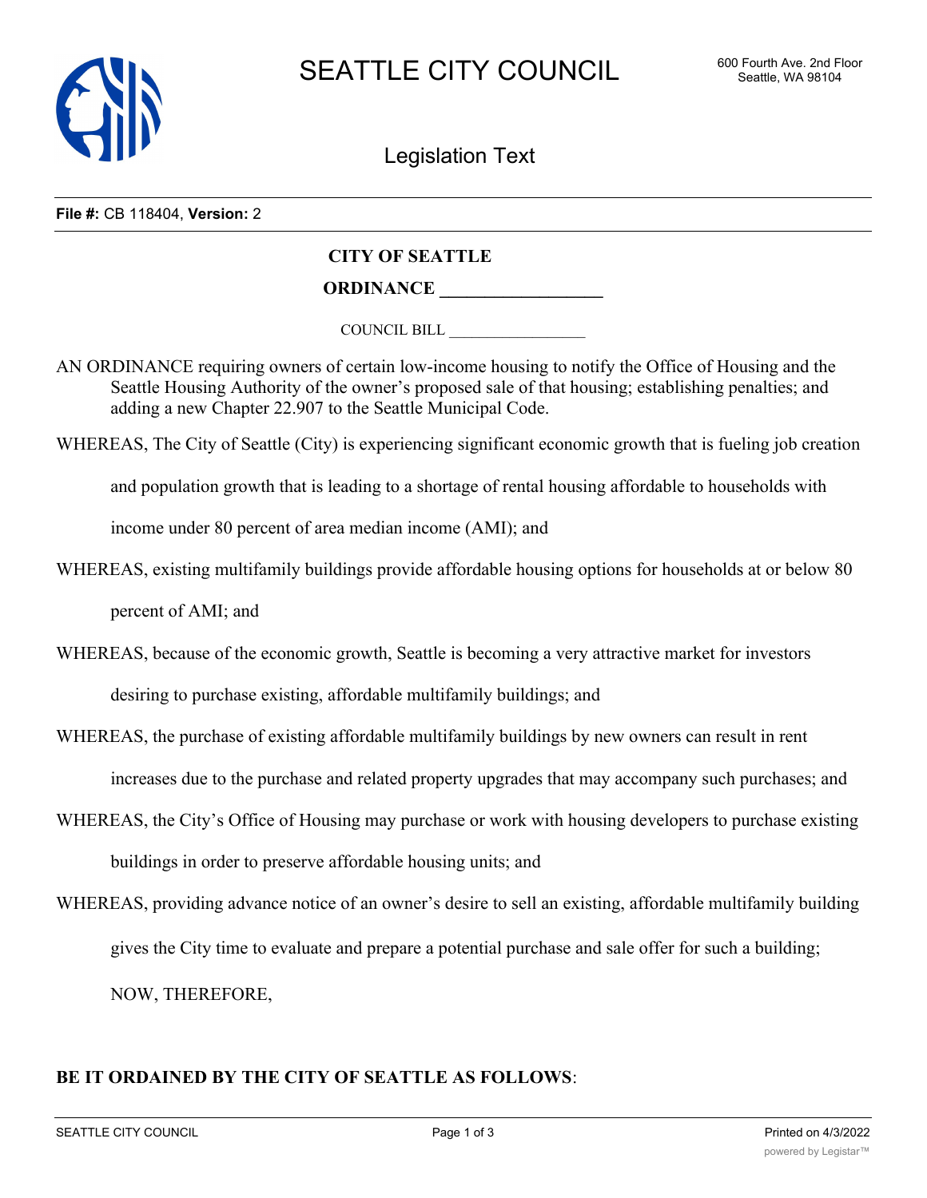# SEATTLE CITY COUNCIL

Legislation Text

**File #:** CB 118404, **Version:** 2

## CITY OF SEATTLE

## ORDINANCE __________________

COUNCIL BILL __________________

AN ORDINANCE requiring owners of certain low-income housing to notify the Office of Housing and the Seattle Housing Authority of the owner's proposed sale of that housing; establishing penalties; and adding a new Chapter 22.907 to the Seattle Municipal Code.

WHEREAS, The City of Seattle (City) is experiencing significant economic growth that is fueling job creation and population growth that is leading to a shortage of rental housing affordable to households with income under 80 percent of area median income (AMI); and

WHEREAS, existing multifamily buildings provide affordable housing options for households at or below 80 percent of AMI; and

WHEREAS, because of the economic growth, Seattle is becoming a very attractive market for investors desiring to purchase existing, affordable multifamily buildings; and

WHEREAS, the purchase of existing affordable multifamily buildings by new owners can result in rent increases due to the purchase and related property upgrades that may accompany such purchases; and

WHEREAS, the City's Office of Housing may purchase or work with housing developers to purchase existing buildings in order to preserve affordable housing units; and

WHEREAS, providing advance notice of an owner's desire to sell an existing, affordable multifamily building gives the City time to evaluate and prepare a potential purchase and sale offer for such a building; NOW, THEREFORE,

**BE IT ORDAINED BY THE CITY OF SEATTLE AS FOLLOWS**: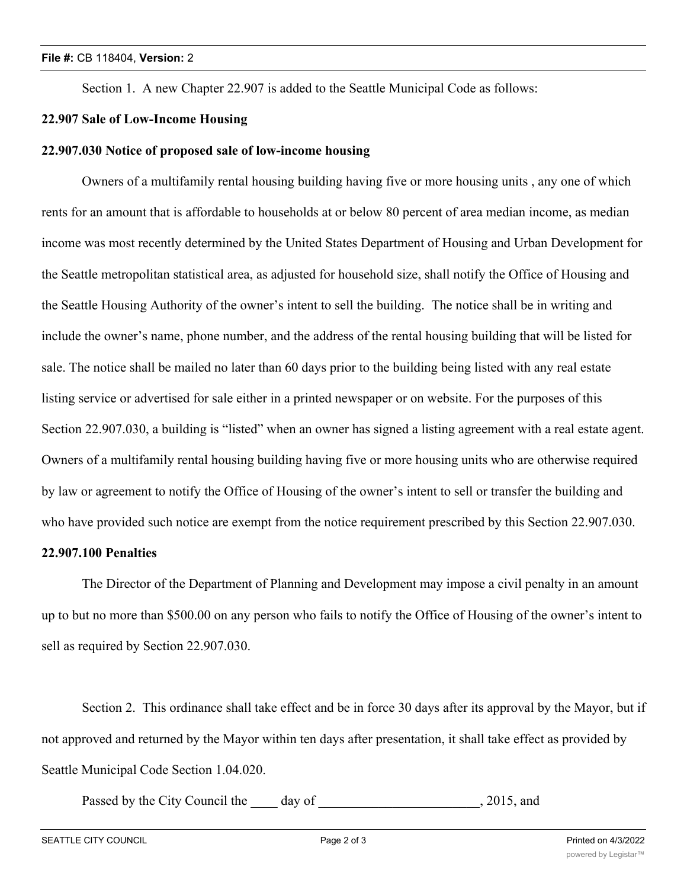Section 1. A new Chapter 22.907 is added to the Seattle Municipal Code as follows:

**22.907 Sale of Low-Income Housing**

**22.907.030 Notice of proposed sale of low-income housing**

Owners of a multifamily rental housing building having five or more housing units , any one of which rents for an amount that is affordable to households at or below 80 percent of area median income, as median income was most recently determined by the United States Department of Housing and Urban Development for the Seattle metropolitan statistical area, as adjusted for household size, shall notify the Office of Housing and the Seattle Housing Authority of the owner's intent to sell the building. The notice shall be in writing and include the owner's name, phone number, and the address of the rental housing building that will be listed for sale. The notice shall be mailed no later than 60 days prior to the building being listed with any real estate listing service or advertised for sale either in a printed newspaper or on website. For the purposes of this Section 22.907.030, a building is "listed" when an owner has signed a listing agreement with a real estate agent. Owners of a multifamily rental housing building having five or more housing units who are otherwise required by law or agreement to notify the Office of Housing of the owner's intent to sell or transfer the building and who have provided such notice are exempt from the notice requirement prescribed by this Section 22.907.030.

**22.907.100 Penalties**

The Director of the Department of Planning and Development may impose a civil penalty in an amount up to but no more than $500.00 on any person who fails to notify the Office of Housing of the owner's intent to sell as required by Section 22.907.030.

Section 2. This ordinance shall take effect and be in force 30 days after its approval by the Mayor, but if not approved and returned by the Mayor within ten days after presentation, it shall take effect as provided by Seattle Municipal Code Section 1.04.020.

Passed by the City Council the ____ day of ________________________, 2015, and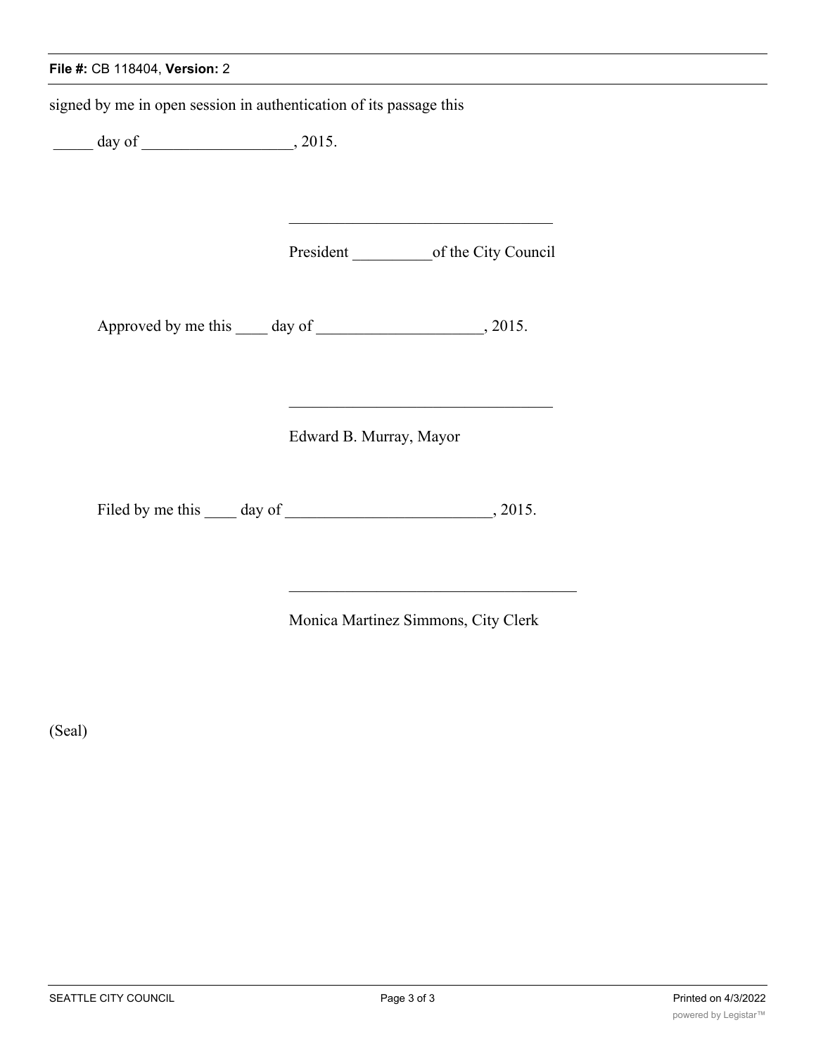signed by me in open session in authentication of its passage this

_____ day of ___________________, 2015.

\_\_\_\_\_\_\_\_\_\_\_\_\_\_\_\_\_\_\_\_\_\_\_\_\_\_\_\_\_\_\_\_\_\_

President __________of the City Council

Approved by me this ____ day of _____________________, 2015.

\_\_\_\_\_\_\_\_\_\_\_\_\_\_\_\_\_\_\_\_\_\_\_\_\_\_\_\_\_\_\_\_\_\_

Edward B. Murray, Mayor

Filed by me this ____ day of __________________________, 2015.

\_\_\_\_\_\_\_\_\_\_\_\_\_\_\_\_\_\_\_\_\_\_\_\_\_\_\_\_\_\_\_\_\_\_\_\_\_\_

Monica Martinez Simmons, City Clerk

(Seal)